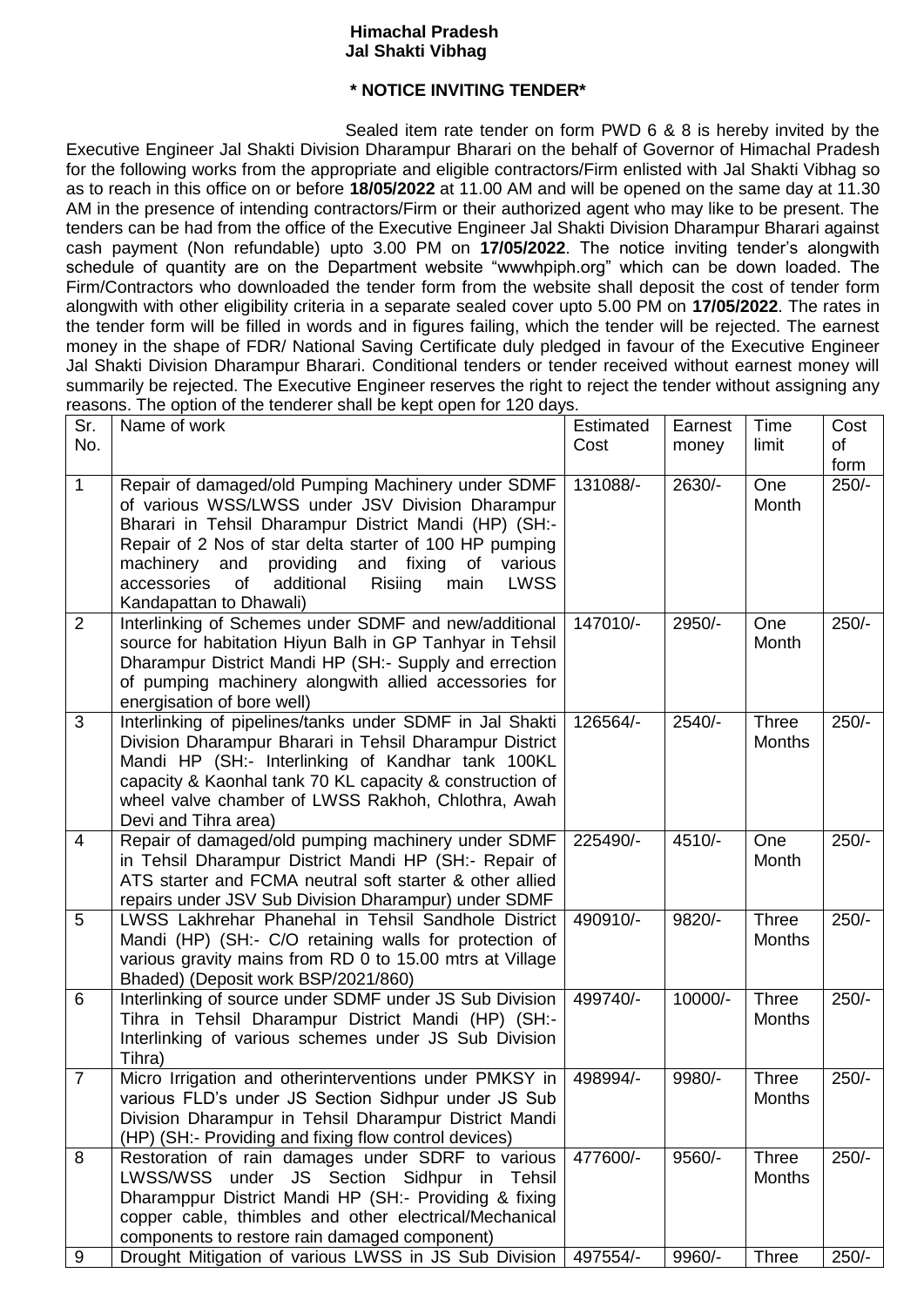**Himachal Pradesh**
**Jal Shakti Vibhag**

**\* NOTICE INVITING TENDER\***

Sealed item rate tender on form PWD 6 & 8 is hereby invited by the Executive Engineer Jal Shakti Division Dharampur Bharari on the behalf of Governor of Himachal Pradesh for the following works from the appropriate and eligible contractors/Firm enlisted with Jal Shakti Vibhag so as to reach in this office on or before **18/05/2022** at 11.00 AM and will be opened on the same day at 11.30 AM in the presence of intending contractors/Firm or their authorized agent who may like to be present. The tenders can be had from the office of the Executive Engineer Jal Shakti Division Dharampur Bharari against cash payment (Non refundable) upto 3.00 PM on **17/05/2022**. The notice inviting tender's alongwith schedule of quantity are on the Department website "wwwhpiph.org" which can be down loaded. The Firm/Contractors who downloaded the tender form from the website shall deposit the cost of tender form alongwith with other eligibility criteria in a separate sealed cover upto 5.00 PM on **17/05/2022**. The rates in the tender form will be filled in words and in figures failing, which the tender will be rejected. The earnest money in the shape of FDR/ National Saving Certificate duly pledged in favour of the Executive Engineer Jal Shakti Division Dharampur Bharari. Conditional tenders or tender received without earnest money will summarily be rejected. The Executive Engineer reserves the right to reject the tender without assigning any reasons. The option of the tenderer shall be kept open for 120 days.

| Sr. No. | Name of work | Estimated Cost | Earnest money | Time limit | Cost of form |
|---|---|---|---|---|---|
| 1 | Repair of damaged/old Pumping Machinery under SDMF of various WSS/LWSS under JSV Division Dharampur Bharari in Tehsil Dharampur District Mandi (HP) (SH:- Repair of 2 Nos of star delta starter of 100 HP pumping machinery and providing and fixing of various accessories of additional Risiing main LWSS Kandapattan to Dhawali) | 131088/- | 2630/- | One Month | 250/- |
| 2 | Interlinking of Schemes under SDMF and new/additional source for habitation Hiyun Balh in GP Tanhyar in Tehsil Dharampur District Mandi HP (SH:- Supply and errection of pumping machinery alongwith allied accessories for energisation of bore well) | 147010/- | 2950/- | One Month | 250/- |
| 3 | Interlinking of pipelines/tanks under SDMF in Jal Shakti Division Dharampur Bharari in Tehsil Dharampur District Mandi HP (SH:- Interlinking of Kandhar tank 100KL capacity & Kaonhal tank 70 KL capacity & construction of wheel valve chamber of LWSS Rakhoh, Chlothra, Awah Devi and Tihra area) | 126564/- | 2540/- | Three Months | 250/- |
| 4 | Repair of damaged/old pumping machinery under SDMF in Tehsil Dharampur District Mandi HP (SH:- Repair of ATS starter and FCMA neutral soft starter & other allied repairs under JSV Sub Division Dharampur) under SDMF | 225490/- | 4510/- | One Month | 250/- |
| 5 | LWSS Lakhrehar Phanehal in Tehsil Sandhole District Mandi (HP) (SH:- C/O retaining walls for protection of various gravity mains from RD 0 to 15.00 mtrs at Village Bhaded) (Deposit work BSP/2021/860) | 490910/- | 9820/- | Three Months | 250/- |
| 6 | Interlinking of source under SDMF under JS Sub Division Tihra in Tehsil Dharampur District Mandi (HP) (SH:- Interlinking of various schemes under JS Sub Division Tihra) | 499740/- | 10000/- | Three Months | 250/- |
| 7 | Micro Irrigation and otherinterventions under PMKSY in various FLD's under JS Section Sidhpur under JS Sub Division Dharampur in Tehsil Dharampur District Mandi (HP) (SH:- Providing and fixing flow control devices) | 498994/- | 9980/- | Three Months | 250/- |
| 8 | Restoration of rain damages under SDRF to various LWSS/WSS under JS Section Sidhpur in Tehsil Dharamppur District Mandi HP (SH:- Providing & fixing copper cable, thimbles and other electrical/Mechanical components to restore rain damaged component) | 477600/- | 9560/- | Three Months | 250/- |
| 9 | Drought Mitigation of various LWSS in JS Sub Division | 497554/- | 9960/- | Three | 250/- |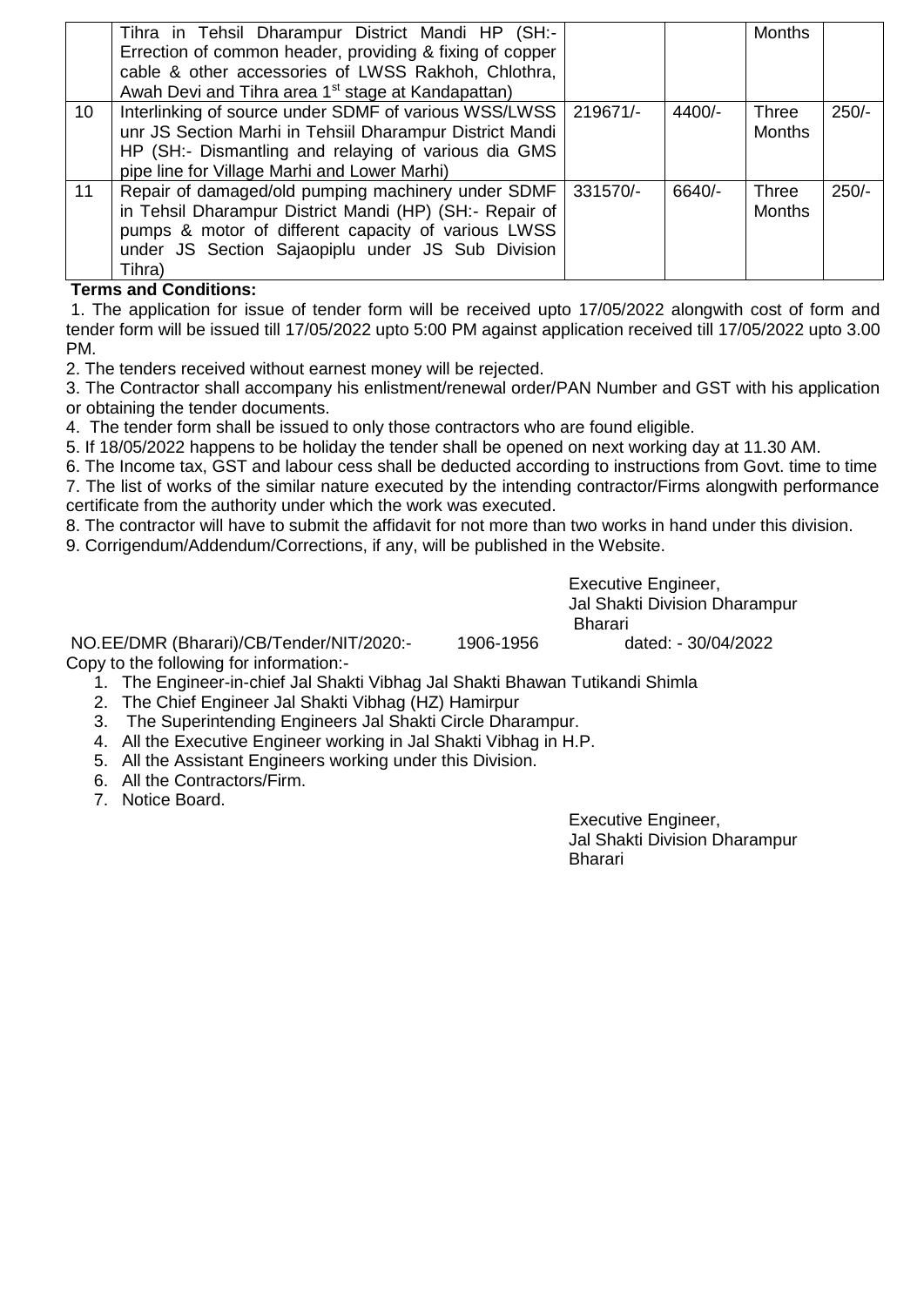| | | | | | |
|---|---|---|---|---|---|
| | Tihra in Tehsil Dharampur District Mandi HP (SH:- Errection of common header, providing & fixing of copper cable & other accessories of LWSS Rakhoh, Chlothra, Awah Devi and Tihra area 1st stage at Kandapattan) | | | Months | |
| 10 | Interlinking of source under SDMF of various WSS/LWSS unr JS Section Marhi in Tehsiil Dharampur District Mandi HP (SH:- Dismantling and relaying of various dia GMS pipe line for Village Marhi and Lower Marhi) | 219671/- | 4400/- | Three Months | 250/- |
| 11 | Repair of damaged/old pumping machinery under SDMF in Tehsil Dharampur District Mandi (HP) (SH:- Repair of pumps & motor of different capacity of various LWSS under JS Section Sajaopiplu under JS Sub Division Tihra) | 331570/- | 6640/- | Three Months | 250/- |

**Terms and Conditions:**

1. The application for issue of tender form will be received upto 17/05/2022 alongwith cost of form and tender form will be issued till 17/05/2022 upto 5:00 PM against application received till 17/05/2022 upto 3.00 PM.
2. The tenders received without earnest money will be rejected.
3. The Contractor shall accompany his enlistment/renewal order/PAN Number and GST with his application or obtaining the tender documents.
4. The tender form shall be issued to only those contractors who are found eligible.
5. If 18/05/2022 happens to be holiday the tender shall be opened on next working day at 11.30 AM.
6. The Income tax, GST and labour cess shall be deducted according to instructions from Govt. time to time
7. The list of works of the similar nature executed by the intending contractor/Firms alongwith performance certificate from the authority under which the work was executed.
8. The contractor will have to submit the affidavit for not more than two works in hand under this division.
9. Corrigendum/Addendum/Corrections, if any, will be published in the Website.

Executive Engineer,
Jal Shakti Division Dharampur
Bharari

NO.EE/DMR (Bharari)/CB/Tender/NIT/2020:- 1906-1956 dated: - 30/04/2022

Copy to the following for information:-

1. The Engineer-in-chief Jal Shakti Vibhag Jal Shakti Bhawan Tutikandi Shimla
2. The Chief Engineer Jal Shakti Vibhag (HZ) Hamirpur
3. The Superintending Engineers Jal Shakti Circle Dharampur.
4. All the Executive Engineer working in Jal Shakti Vibhag in H.P.
5. All the Assistant Engineers working under this Division.
6. All the Contractors/Firm.
7. Notice Board.

Executive Engineer,
Jal Shakti Division Dharampur
Bharari